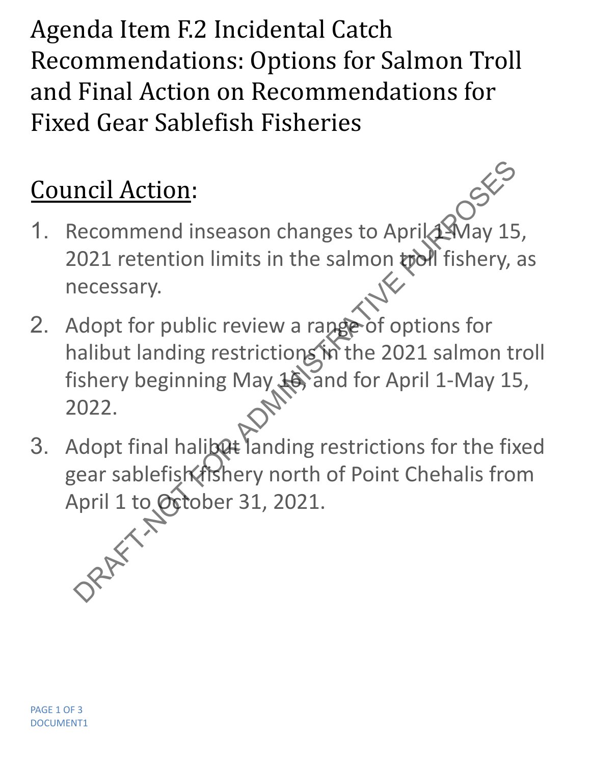# Agenda Item F.2 Incidental Catch Recommendations: Options for Salmon Troll and Final Action on Recommendations for Fixed Gear Sablefish Fisheries

## Council Action:

1. Recommend inseason changes to April 1-May 15, 2021 retention limits in the salmon troll fishery, as necessary.
2. Adopt for public review a range of options for halibut landing restrictions in the 2021 salmon troll fishery beginning May 16, and for April 1-May 15, 2022.
3. Adopt final halibut landing restrictions for the fixed gear sablefish fishery north of Point Chehalis from April 1 to October 31, 2021.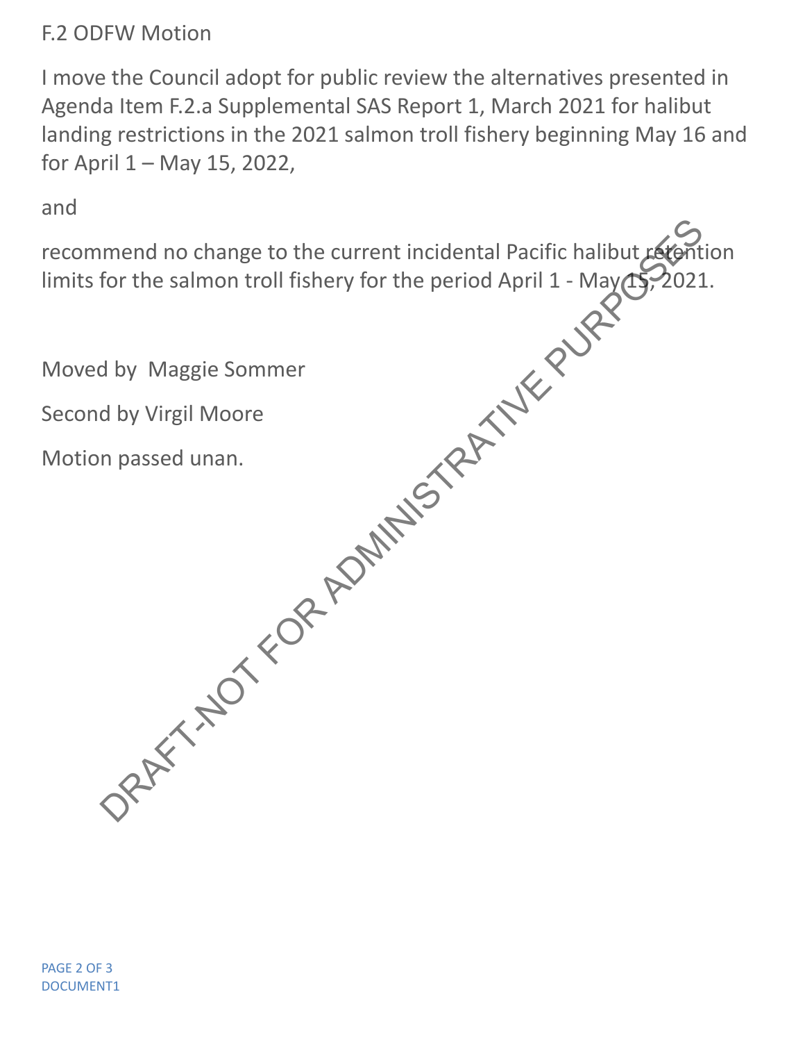F.2 ODFW Motion

I move the Council adopt for public review the alternatives presented in Agenda Item F.2.a Supplemental SAS Report 1, March 2021 for halibut landing restrictions in the 2021 salmon troll fishery beginning May 16 and for April 1 – May 15, 2022,

and

recommend no change to the current incidental Pacific halibut retention limits for the salmon troll fishery for the period April 1 - May 15, 2021.

Moved by Maggie Sommer

Second by Virgil Moore

Motion passed unan.

DRAFT-NOT FOR ADMINISTRATIVE PURPOSES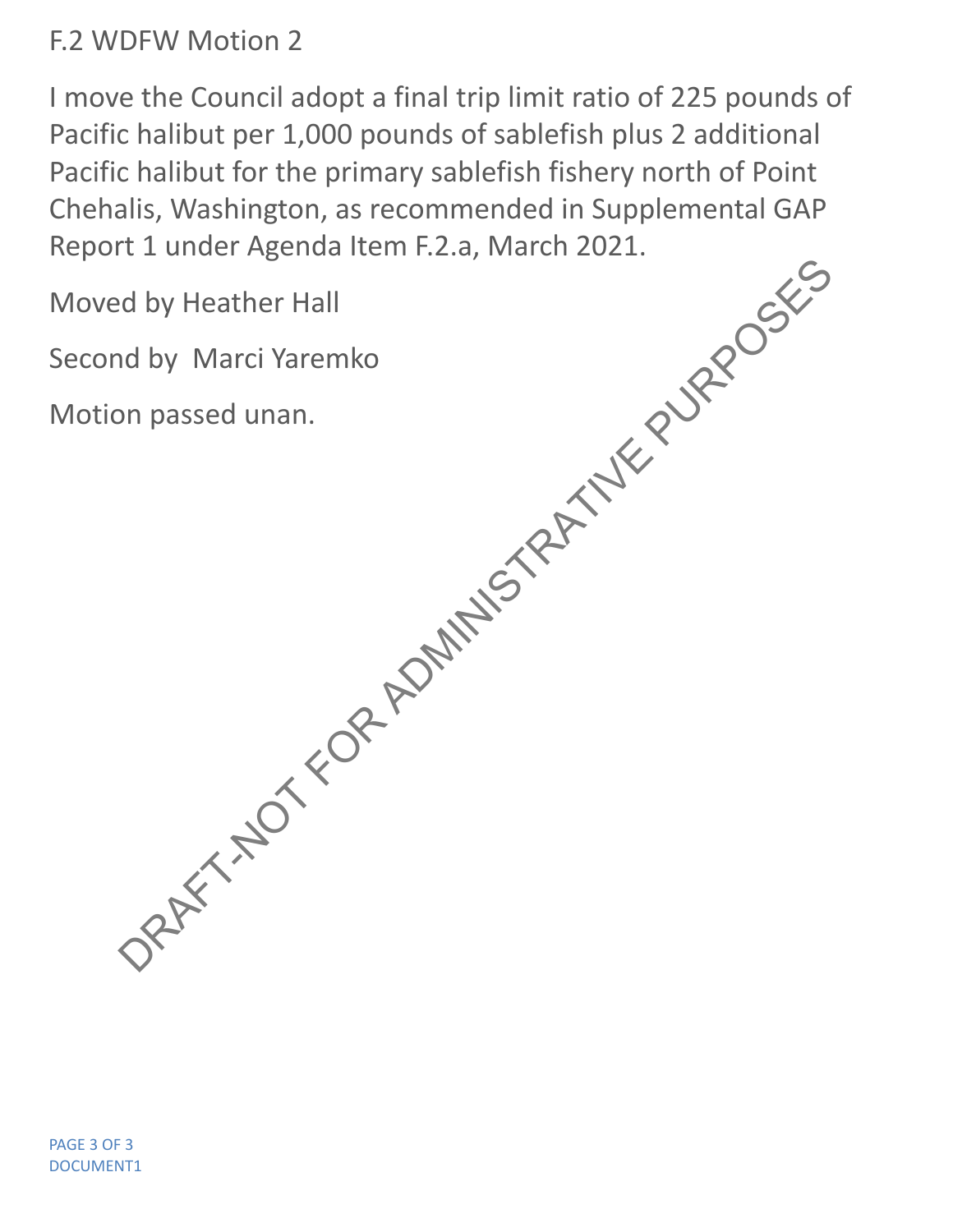F.2 WDFW Motion 2

I move the Council adopt a final trip limit ratio of 225 pounds of Pacific halibut per 1,000 pounds of sablefish plus 2 additional Pacific halibut for the primary sablefish fishery north of Point Chehalis, Washington, as recommended in Supplemental GAP Report 1 under Agenda Item F.2.a, March 2021.

Moved by Heather Hall

Second by Marci Yaremko

Motion passed unan.

DRAFT-NOT FOR ADMINISTRATIVE PURPOSES